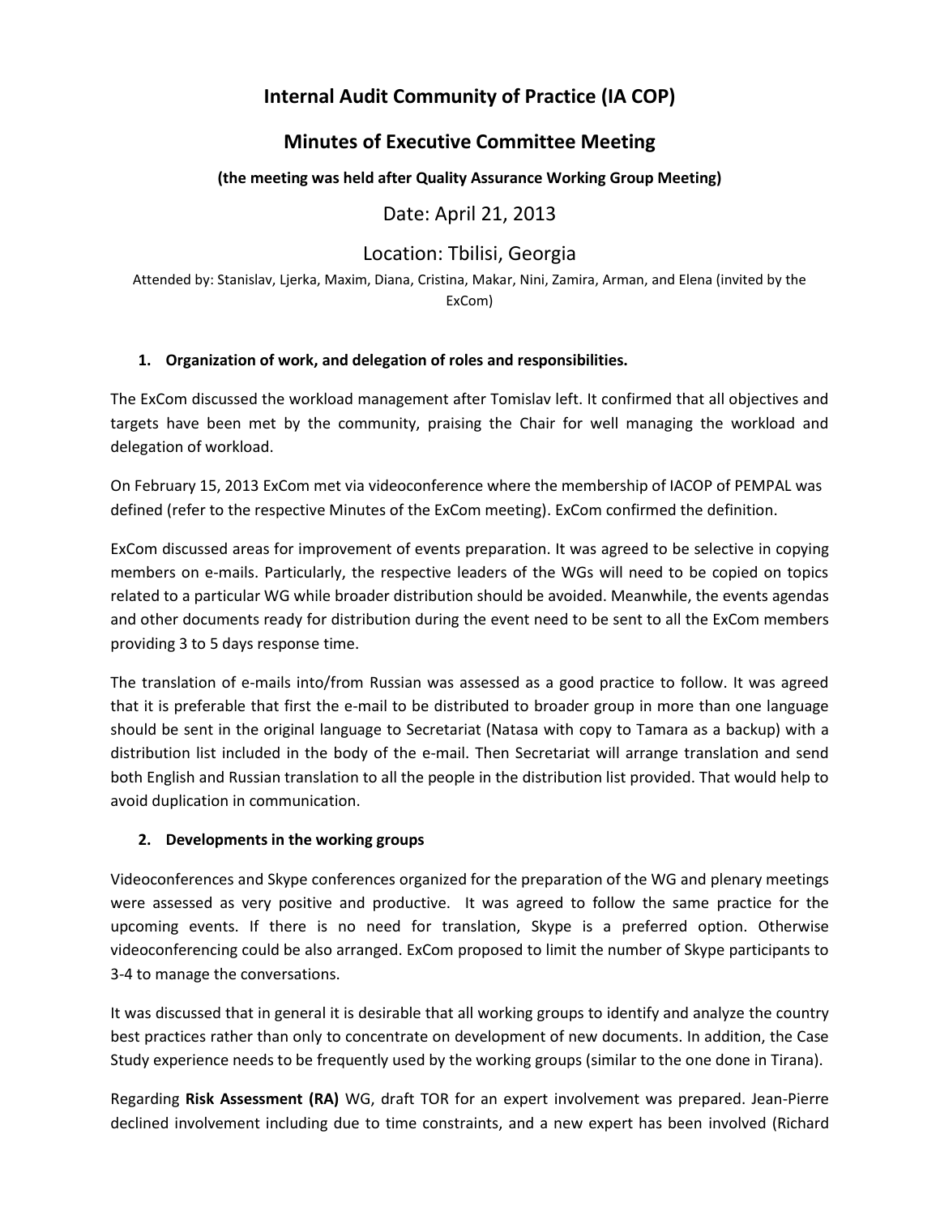# Internal Audit Community of Practice (IA COP)

## Minutes of Executive Committee Meeting

**(the meeting was held after Quality Assurance Working Group Meeting)**

Date: April 21, 2013

Location: Tbilisi, Georgia

Attended by: Stanislav, Ljerka, Maxim, Diana, Cristina, Makar, Nini, Zamira, Arman, and Elena (invited by the ExCom)

1. **Organization of work, and delegation of roles and responsibilities.**

The ExCom discussed the workload management after Tomislav left. It confirmed that all objectives and targets have been met by the community, praising the Chair for well managing the workload and delegation of workload.

On February 15, 2013 ExCom met via videoconference where the membership of IACOP of PEMPAL was defined (refer to the respective Minutes of the ExCom meeting). ExCom confirmed the definition.

ExCom discussed areas for improvement of events preparation. It was agreed to be selective in copying members on e-mails. Particularly, the respective leaders of the WGs will need to be copied on topics related to a particular WG while broader distribution should be avoided. Meanwhile, the events agendas and other documents ready for distribution during the event need to be sent to all the ExCom members providing 3 to 5 days response time.

The translation of e-mails into/from Russian was assessed as a good practice to follow. It was agreed that it is preferable that first the e-mail to be distributed to broader group in more than one language should be sent in the original language to Secretariat (Natasa with copy to Tamara as a backup) with a distribution list included in the body of the e-mail. Then Secretariat will arrange translation and send both English and Russian translation to all the people in the distribution list provided. That would help to avoid duplication in communication.

2. **Developments in the working groups**

Videoconferences and Skype conferences organized for the preparation of the WG and plenary meetings were assessed as very positive and productive. It was agreed to follow the same practice for the upcoming events. If there is no need for translation, Skype is a preferred option. Otherwise videoconferencing could be also arranged. ExCom proposed to limit the number of Skype participants to 3-4 to manage the conversations.

It was discussed that in general it is desirable that all working groups to identify and analyze the country best practices rather than only to concentrate on development of new documents. In addition, the Case Study experience needs to be frequently used by the working groups (similar to the one done in Tirana).

Regarding **Risk Assessment (RA)** WG, draft TOR for an expert involvement was prepared. Jean-Pierre declined involvement including due to time constraints, and a new expert has been involved (Richard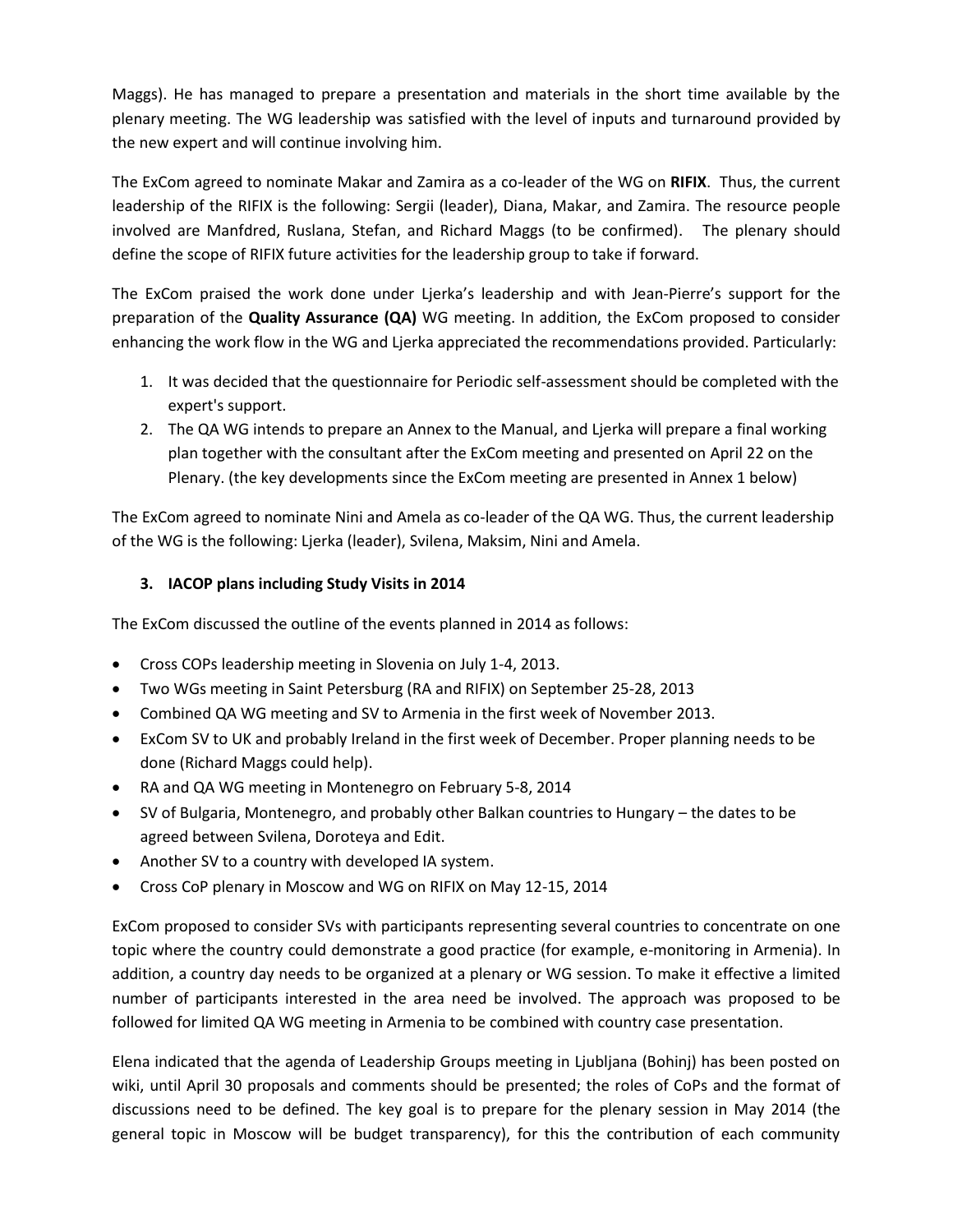Maggs). He has managed to prepare a presentation and materials in the short time available by the plenary meeting. The WG leadership was satisfied with the level of inputs and turnaround provided by the new expert and will continue involving him.

The ExCom agreed to nominate Makar and Zamira as a co-leader of the WG on **RIFIX**. Thus, the current leadership of the RIFIX is the following: Sergii (leader), Diana, Makar, and Zamira. The resource people involved are Manfdred, Ruslana, Stefan, and Richard Maggs (to be confirmed). The plenary should define the scope of RIFIX future activities for the leadership group to take if forward.

The ExCom praised the work done under Ljerka's leadership and with Jean-Pierre's support for the preparation of the **Quality Assurance (QA)** WG meeting. In addition, the ExCom proposed to consider enhancing the work flow in the WG and Ljerka appreciated the recommendations provided. Particularly:

1. It was decided that the questionnaire for Periodic self-assessment should be completed with the expert's support.
2. The QA WG intends to prepare an Annex to the Manual, and Ljerka will prepare a final working plan together with the consultant after the ExCom meeting and presented on April 22 on the Plenary. (the key developments since the ExCom meeting are presented in Annex 1 below)

The ExCom agreed to nominate Nini and Amela as co-leader of the QA WG. Thus, the current leadership of the WG is the following: Ljerka (leader), Svilena, Maksim, Nini and Amela.

### 3. IACOP plans including Study Visits in 2014

The ExCom discussed the outline of the events planned in 2014 as follows:

- Cross COPs leadership meeting in Slovenia on July 1-4, 2013.
- Two WGs meeting in Saint Petersburg (RA and RIFIX) on September 25-28, 2013
- Combined QA WG meeting and SV to Armenia in the first week of November 2013.
- ExCom SV to UK and probably Ireland in the first week of December. Proper planning needs to be done (Richard Maggs could help).
- RA and QA WG meeting in Montenegro on February 5-8, 2014
- SV of Bulgaria, Montenegro, and probably other Balkan countries to Hungary – the dates to be agreed between Svilena, Doroteya and Edit.
- Another SV to a country with developed IA system.
- Cross CoP plenary in Moscow and WG on RIFIX on May 12-15, 2014

ExCom proposed to consider SVs with participants representing several countries to concentrate on one topic where the country could demonstrate a good practice (for example, e-monitoring in Armenia). In addition, a country day needs to be organized at a plenary or WG session. To make it effective a limited number of participants interested in the area need be involved. The approach was proposed to be followed for limited QA WG meeting in Armenia to be combined with country case presentation.

Elena indicated that the agenda of Leadership Groups meeting in Ljubljana (Bohinj) has been posted on wiki, until April 30 proposals and comments should be presented; the roles of CoPs and the format of discussions need to be defined. The key goal is to prepare for the plenary session in May 2014 (the general topic in Moscow will be budget transparency), for this the contribution of each community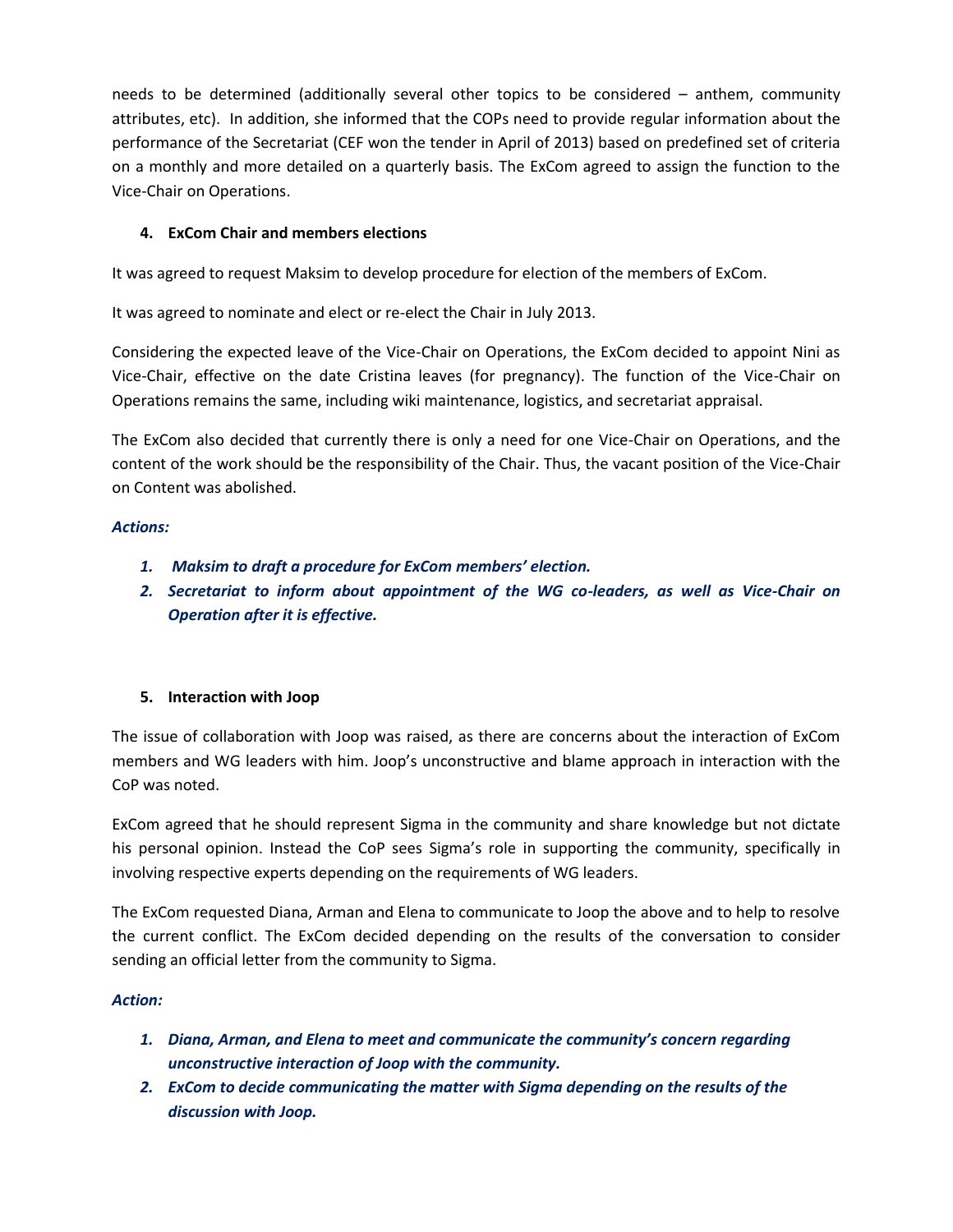needs to be determined (additionally several other topics to be considered – anthem, community attributes, etc). In addition, she informed that the COPs need to provide regular information about the performance of the Secretariat (CEF won the tender in April of 2013) based on predefined set of criteria on a monthly and more detailed on a quarterly basis. The ExCom agreed to assign the function to the Vice-Chair on Operations.

**4. ExCom Chair and members elections**

It was agreed to request Maksim to develop procedure for election of the members of ExCom.

It was agreed to nominate and elect or re-elect the Chair in July 2013.

Considering the expected leave of the Vice-Chair on Operations, the ExCom decided to appoint Nini as Vice-Chair, effective on the date Cristina leaves (for pregnancy). The function of the Vice-Chair on Operations remains the same, including wiki maintenance, logistics, and secretariat appraisal.

The ExCom also decided that currently there is only a need for one Vice-Chair on Operations, and the content of the work should be the responsibility of the Chair. Thus, the vacant position of the Vice-Chair on Content was abolished.

***Actions:***

1. ***Maksim to draft a procedure for ExCom members' election.***
2. ***Secretariat to inform about appointment of the WG co-leaders, as well as Vice-Chair on Operation after it is effective.***

**5. Interaction with Joop**

The issue of collaboration with Joop was raised, as there are concerns about the interaction of ExCom members and WG leaders with him. Joop's unconstructive and blame approach in interaction with the CoP was noted.

ExCom agreed that he should represent Sigma in the community and share knowledge but not dictate his personal opinion. Instead the CoP sees Sigma's role in supporting the community, specifically in involving respective experts depending on the requirements of WG leaders.

The ExCom requested Diana, Arman and Elena to communicate to Joop the above and to help to resolve the current conflict. The ExCom decided depending on the results of the conversation to consider sending an official letter from the community to Sigma.

***Action:***

1. ***Diana, Arman, and Elena to meet and communicate the community's concern regarding unconstructive interaction of Joop with the community.***
2. ***ExCom to decide communicating the matter with Sigma depending on the results of the discussion with Joop.***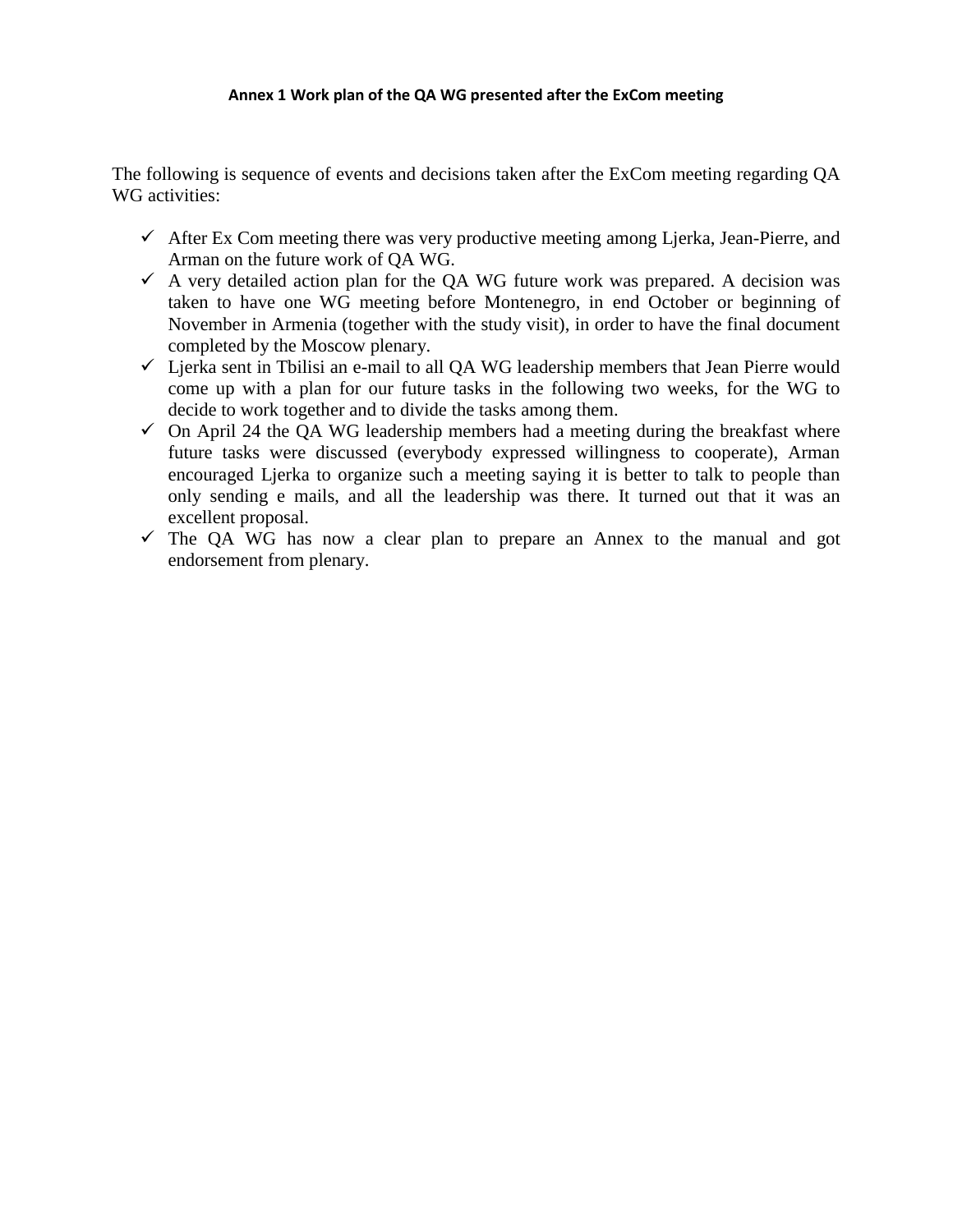**Annex 1 Work plan of the QA WG presented after the ExCom meeting**

The following is sequence of events and decisions taken after the ExCom meeting regarding QA WG activities:

- ✓ After Ex Com meeting there was very productive meeting among Ljerka, Jean-Pierre, and Arman on the future work of QA WG.
- ✓ A very detailed action plan for the QA WG future work was prepared. A decision was taken to have one WG meeting before Montenegro, in end October or beginning of November in Armenia (together with the study visit), in order to have the final document completed by the Moscow plenary.
- ✓ Ljerka sent in Tbilisi an e-mail to all QA WG leadership members that Jean Pierre would come up with a plan for our future tasks in the following two weeks, for the WG to decide to work together and to divide the tasks among them.
- ✓ On April 24 the QA WG leadership members had a meeting during the breakfast where future tasks were discussed (everybody expressed willingness to cooperate), Arman encouraged Ljerka to organize such a meeting saying it is better to talk to people than only sending e mails, and all the leadership was there. It turned out that it was an excellent proposal.
- ✓ The QA WG has now a clear plan to prepare an Annex to the manual and got endorsement from plenary.